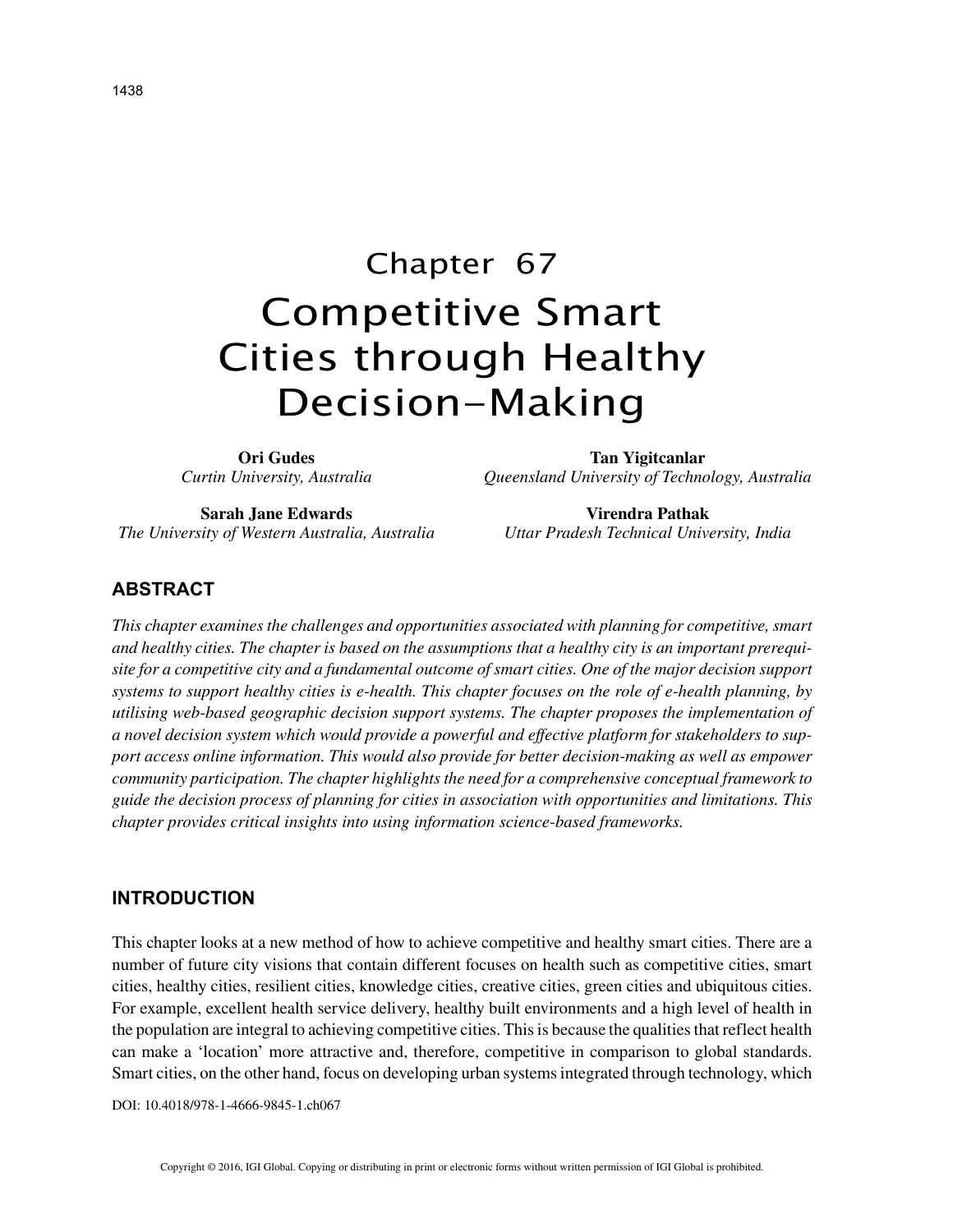# Chapter 67
# Competitive Smart Cities through Healthy Decision-Making

**Ori Gudes**
*Curtin University, Australia*

**Tan Yigitcanlar**
*Queensland University of Technology, Australia*

**Sarah Jane Edwards**
*The University of Western Australia, Australia*

**Virendra Pathak**
*Uttar Pradesh Technical University, India*

## ABSTRACT

*This chapter examines the challenges and opportunities associated with planning for competitive, smart and healthy cities. The chapter is based on the assumptions that a healthy city is an important prerequisite for a competitive city and a fundamental outcome of smart cities. One of the major decision support systems to support healthy cities is e-health. This chapter focuses on the role of e-health planning, by utilising web-based geographic decision support systems. The chapter proposes the implementation of a novel decision system which would provide a powerful and effective platform for stakeholders to support access online information. This would also provide for better decision-making as well as empower community participation. The chapter highlights the need for a comprehensive conceptual framework to guide the decision process of planning for cities in association with opportunities and limitations. This chapter provides critical insights into using information science-based frameworks.*

## INTRODUCTION

This chapter looks at a new method of how to achieve competitive and healthy smart cities. There are a number of future city visions that contain different focuses on health such as competitive cities, smart cities, healthy cities, resilient cities, knowledge cities, creative cities, green cities and ubiquitous cities. For example, excellent health service delivery, healthy built environments and a high level of health in the population are integral to achieving competitive cities. This is because the qualities that reflect health can make a 'location' more attractive and, therefore, competitive in comparison to global standards. Smart cities, on the other hand, focus on developing urban systems integrated through technology, which

DOI: 10.4018/978-1-4666-9845-1.ch067

Copyright © 2016, IGI Global. Copying or distributing in print or electronic forms without written permission of IGI Global is prohibited.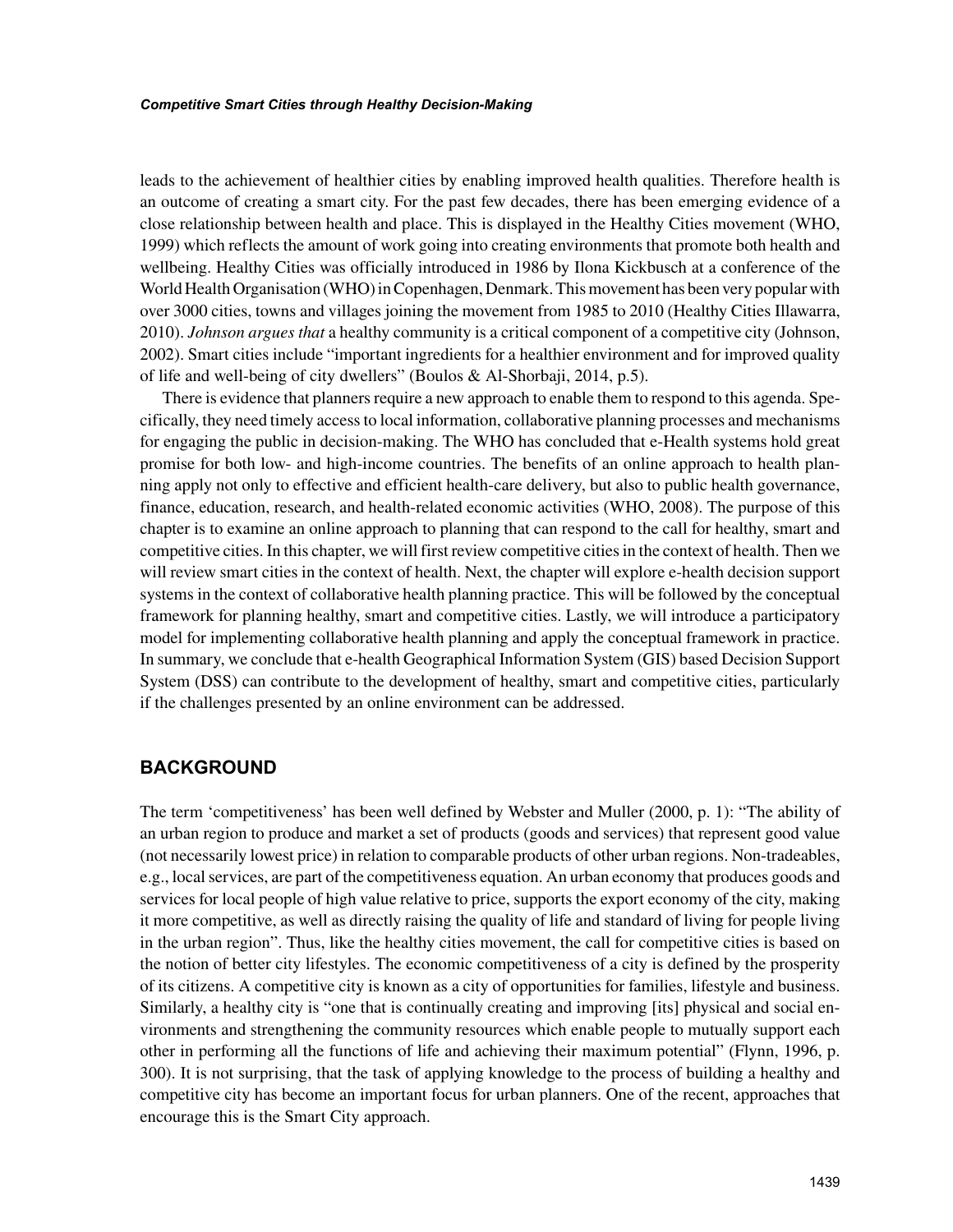leads to the achievement of healthier cities by enabling improved health qualities. Therefore health is an outcome of creating a smart city. For the past few decades, there has been emerging evidence of a close relationship between health and place. This is displayed in the Healthy Cities movement (WHO, 1999) which reflects the amount of work going into creating environments that promote both health and wellbeing. Healthy Cities was officially introduced in 1986 by Ilona Kickbusch at a conference of the World Health Organisation (WHO) in Copenhagen, Denmark. This movement has been very popular with over 3000 cities, towns and villages joining the movement from 1985 to 2010 (Healthy Cities Illawarra, 2010). *Johnson argues that* a healthy community is a critical component of a competitive city (Johnson, 2002). Smart cities include "important ingredients for a healthier environment and for improved quality of life and well-being of city dwellers" (Boulos & Al-Shorbaji, 2014, p.5).

There is evidence that planners require a new approach to enable them to respond to this agenda. Specifically, they need timely access to local information, collaborative planning processes and mechanisms for engaging the public in decision-making. The WHO has concluded that e-Health systems hold great promise for both low- and high-income countries. The benefits of an online approach to health planning apply not only to effective and efficient health-care delivery, but also to public health governance, finance, education, research, and health-related economic activities (WHO, 2008). The purpose of this chapter is to examine an online approach to planning that can respond to the call for healthy, smart and competitive cities. In this chapter, we will first review competitive cities in the context of health. Then we will review smart cities in the context of health. Next, the chapter will explore e-health decision support systems in the context of collaborative health planning practice. This will be followed by the conceptual framework for planning healthy, smart and competitive cities. Lastly, we will introduce a participatory model for implementing collaborative health planning and apply the conceptual framework in practice. In summary, we conclude that e-health Geographical Information System (GIS) based Decision Support System (DSS) can contribute to the development of healthy, smart and competitive cities, particularly if the challenges presented by an online environment can be addressed.

## BACKGROUND

The term 'competitiveness' has been well defined by Webster and Muller (2000, p. 1): "The ability of an urban region to produce and market a set of products (goods and services) that represent good value (not necessarily lowest price) in relation to comparable products of other urban regions. Non-tradeables, e.g., local services, are part of the competitiveness equation. An urban economy that produces goods and services for local people of high value relative to price, supports the export economy of the city, making it more competitive, as well as directly raising the quality of life and standard of living for people living in the urban region". Thus, like the healthy cities movement, the call for competitive cities is based on the notion of better city lifestyles. The economic competitiveness of a city is defined by the prosperity of its citizens. A competitive city is known as a city of opportunities for families, lifestyle and business. Similarly, a healthy city is "one that is continually creating and improving [its] physical and social environments and strengthening the community resources which enable people to mutually support each other in performing all the functions of life and achieving their maximum potential" (Flynn, 1996, p. 300). It is not surprising, that the task of applying knowledge to the process of building a healthy and competitive city has become an important focus for urban planners. One of the recent, approaches that encourage this is the Smart City approach.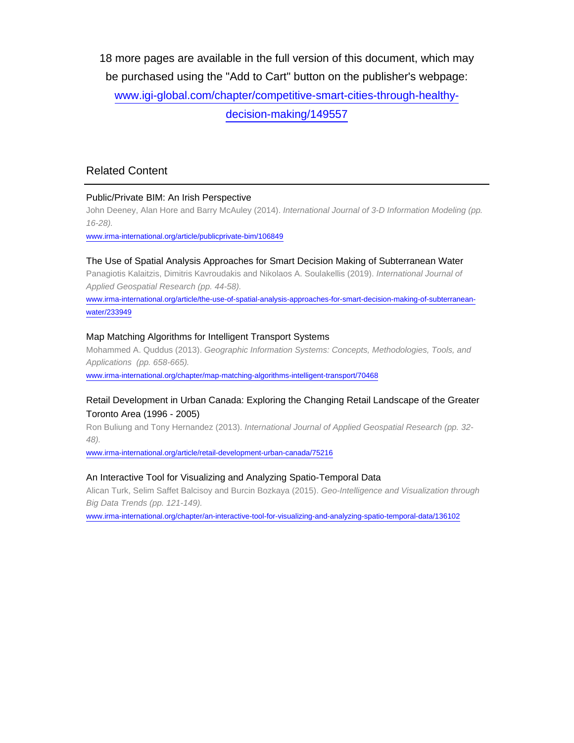18 more pages are available in the full version of this document, which may be purchased using the "Add to Cart" button on the publisher's webpage:
www.igi-global.com/chapter/competitive-smart-cities-through-healthy-decision-making/149557

## Related Content

### Public/Private BIM: An Irish Perspective

John Deeney, Alan Hore and Barry McAuley (2014). *International Journal of 3-D Information Modeling (pp. 16-28).*

www.irma-international.org/article/publicprivate-bim/106849

### The Use of Spatial Analysis Approaches for Smart Decision Making of Subterranean Water

Panagiotis Kalaitzis, Dimitris Kavroudakis and Nikolaos A. Soulakellis (2019). *International Journal of Applied Geospatial Research (pp. 44-58).*

www.irma-international.org/article/the-use-of-spatial-analysis-approaches-for-smart-decision-making-of-subterranean-water/233949

### Map Matching Algorithms for Intelligent Transport Systems

Mohammed A. Quddus (2013). *Geographic Information Systems: Concepts, Methodologies, Tools, and Applications (pp. 658-665).*

www.irma-international.org/chapter/map-matching-algorithms-intelligent-transport/70468

### Retail Development in Urban Canada: Exploring the Changing Retail Landscape of the Greater Toronto Area (1996 - 2005)

Ron Buliung and Tony Hernandez (2013). *International Journal of Applied Geospatial Research (pp. 32-48).*

www.irma-international.org/article/retail-development-urban-canada/75216

### An Interactive Tool for Visualizing and Analyzing Spatio-Temporal Data

Alican Turk, Selim Saffet Balcisoy and Burcin Bozkaya (2015). *Geo-Intelligence and Visualization through Big Data Trends (pp. 121-149).*

www.irma-international.org/chapter/an-interactive-tool-for-visualizing-and-analyzing-spatio-temporal-data/136102